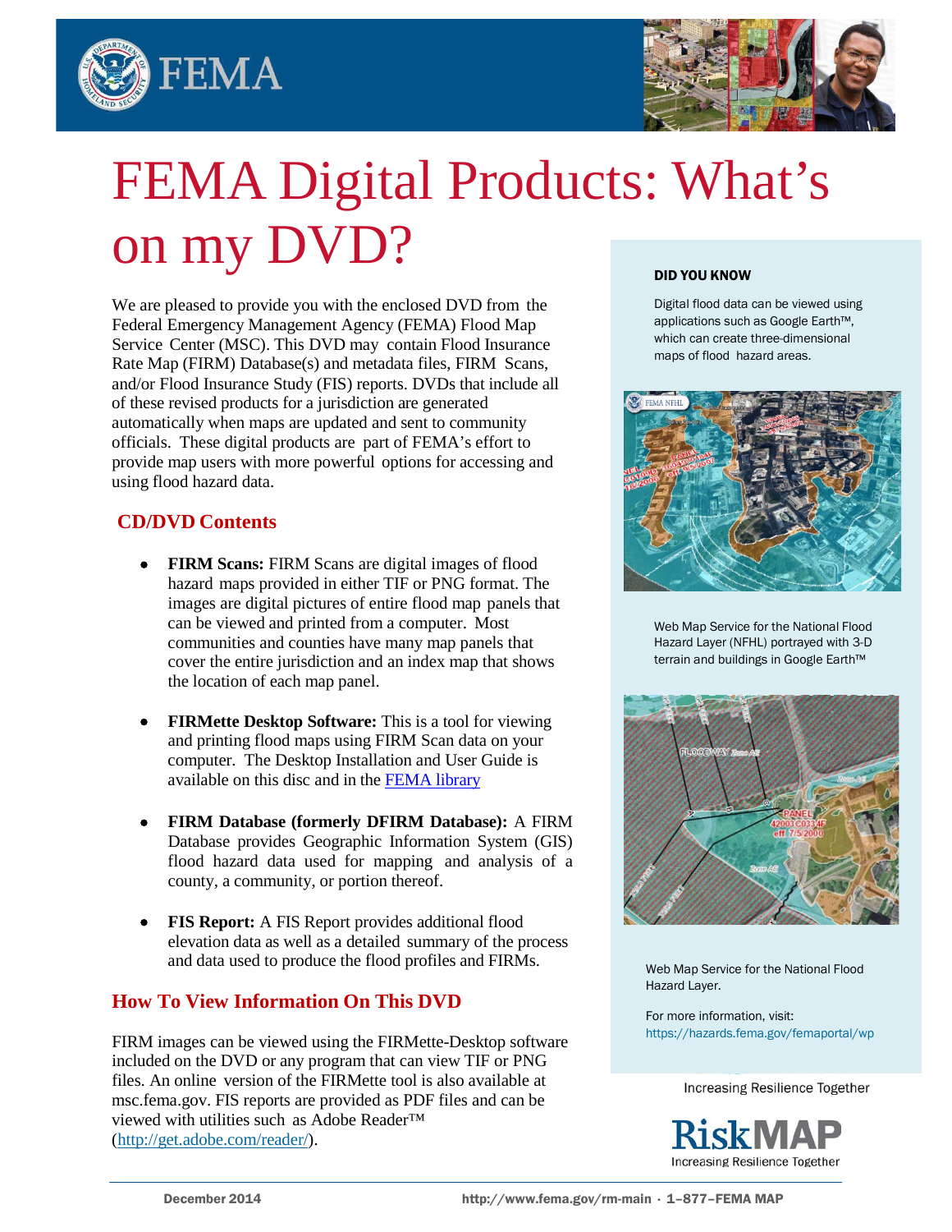# FEMA Digital Products: What's on my DVD?

We are pleased to provide you with the enclosed DVD from the Federal Emergency Management Agency (FEMA) Flood Map Service Center (MSC). This DVD may contain Flood Insurance Rate Map (FIRM) Database(s) and metadata files, FIRM Scans, and/or Flood Insurance Study (FIS) reports. DVDs that include all of these revised products for a jurisdiction are generated automatically when maps are updated and sent to community officials. These digital products are part of FEMA's effort to provide map users with more powerful options for accessing and using flood hazard data.

## CD/DVD Contents

- **FIRM Scans:** FIRM Scans are digital images of flood hazard maps provided in either TIF or PNG format. The images are digital pictures of entire flood map panels that can be viewed and printed from a computer. Most communities and counties have many map panels that cover the entire jurisdiction and an index map that shows the location of each map panel.

- **FIRMette Desktop Software:** This is a tool for viewing and printing flood maps using FIRM Scan data on your computer. The Desktop Installation and User Guide is available on this disc and in the [FEMA library](FEMA library)

- **FIRM Database (formerly DFIRM Database):** A FIRM Database provides Geographic Information System (GIS) flood hazard data used for mapping and analysis of a county, a community, or portion thereof.

- **FIS Report:** A FIS Report provides additional flood elevation data as well as a detailed summary of the process and data used to produce the flood profiles and FIRMs.

## How To View Information On This DVD

FIRM images can be viewed using the FIRMette-Desktop software included on the DVD or any program that can view TIF or PNG files. An online version of the FIRMette tool is also available at msc.fema.gov. FIS reports are provided as PDF files and can be viewed with utilities such as Adobe Reader™ ([http://get.adobe.com/reader/](http://get.adobe.com/reader/)).

**DID YOU KNOW**

Digital flood data can be viewed using applications such as Google Earth™, which can create three-dimensional maps of flood hazard areas.

Web Map Service for the National Flood Hazard Layer (NFHL) portrayed with 3-D terrain and buildings in Google Earth™

Web Map Service for the National Flood Hazard Layer.

For more information, visit: https://hazards.fema.gov/femaportal/wp

Increasing Resilience Together

RiskMAP
Increasing Resilience Together

December 2014 · http://www.fema.gov/rm-main · 1–877–FEMA MAP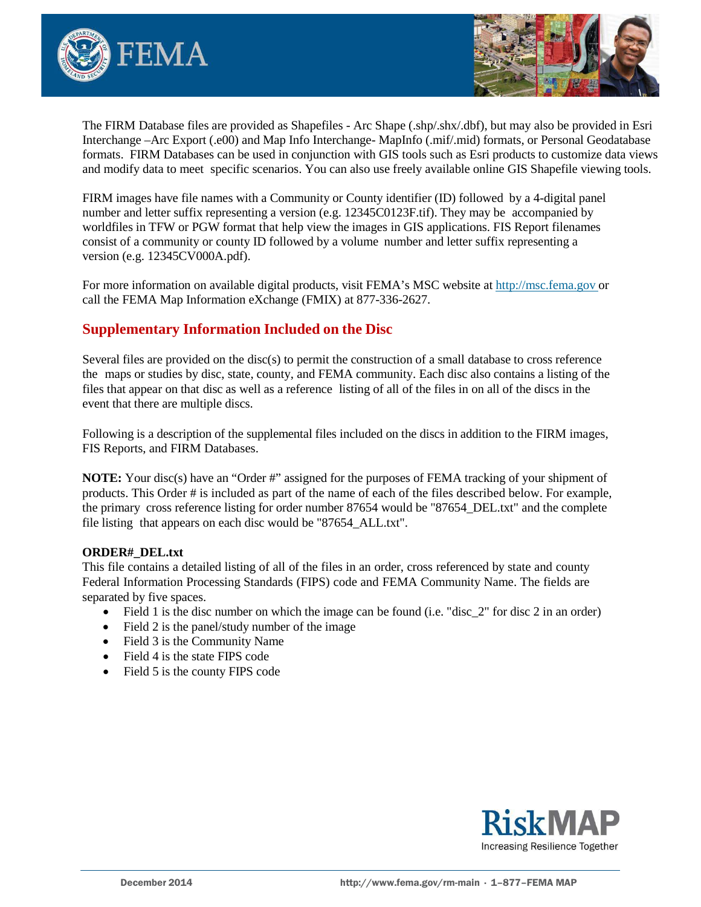The FIRM Database files are provided as Shapefiles - Arc Shape (.shp/.shx/.dbf), but may also be provided in Esri Interchange –Arc Export (.e00) and Map Info Interchange- MapInfo (.mif/.mid) formats, or Personal Geodatabase formats. FIRM Databases can be used in conjunction with GIS tools such as Esri products to customize data views and modify data to meet specific scenarios. You can also use freely available online GIS Shapefile viewing tools.

FIRM images have file names with a Community or County identifier (ID) followed by a 4-digital panel number and letter suffix representing a version (e.g. 12345C0123F.tif). They may be accompanied by worldfiles in TFW or PGW format that help view the images in GIS applications. FIS Report filenames consist of a community or county ID followed by a volume number and letter suffix representing a version (e.g. 12345CV000A.pdf).

For more information on available digital products, visit FEMA's MSC website at http://msc.fema.gov or call the FEMA Map Information eXchange (FMIX) at 877-336-2627.

## Supplementary Information Included on the Disc

Several files are provided on the disc(s) to permit the construction of a small database to cross reference the maps or studies by disc, state, county, and FEMA community. Each disc also contains a listing of the files that appear on that disc as well as a reference listing of all of the files in on all of the discs in the event that there are multiple discs.

Following is a description of the supplemental files included on the discs in addition to the FIRM images, FIS Reports, and FIRM Databases.

**NOTE:** Your disc(s) have an "Order #" assigned for the purposes of FEMA tracking of your shipment of products. This Order # is included as part of the name of each of the files described below. For example, the primary cross reference listing for order number 87654 would be "87654_DEL.txt" and the complete file listing that appears on each disc would be "87654_ALL.txt".

**ORDER#_DEL.txt**

This file contains a detailed listing of all of the files in an order, cross referenced by state and county Federal Information Processing Standards (FIPS) code and FEMA Community Name. The fields are separated by five spaces.

- Field 1 is the disc number on which the image can be found (i.e. "disc_2" for disc 2 in an order)
- Field 2 is the panel/study number of the image
- Field 3 is the Community Name
- Field 4 is the state FIPS code
- Field 5 is the county FIPS code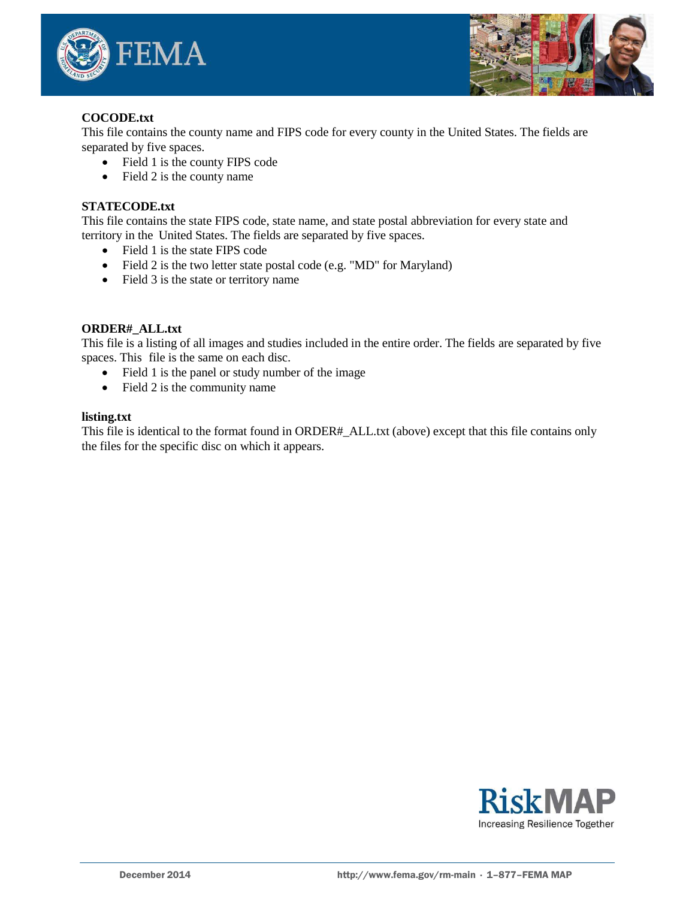**COCODE.txt**

This file contains the county name and FIPS code for every county in the United States. The fields are separated by five spaces.

- Field 1 is the county FIPS code
- Field 2 is the county name

**STATECODE.txt**

This file contains the state FIPS code, state name, and state postal abbreviation for every state and territory in the United States. The fields are separated by five spaces.

- Field 1 is the state FIPS code
- Field 2 is the two letter state postal code (e.g. "MD" for Maryland)
- Field 3 is the state or territory name

**ORDER#_ALL.txt**

This file is a listing of all images and studies included in the entire order. The fields are separated by five spaces. This file is the same on each disc.

- Field 1 is the panel or study number of the image
- Field 2 is the community name

**listing.txt**

This file is identical to the format found in ORDER#_ALL.txt (above) except that this file contains only the files for the specific disc on which it appears.